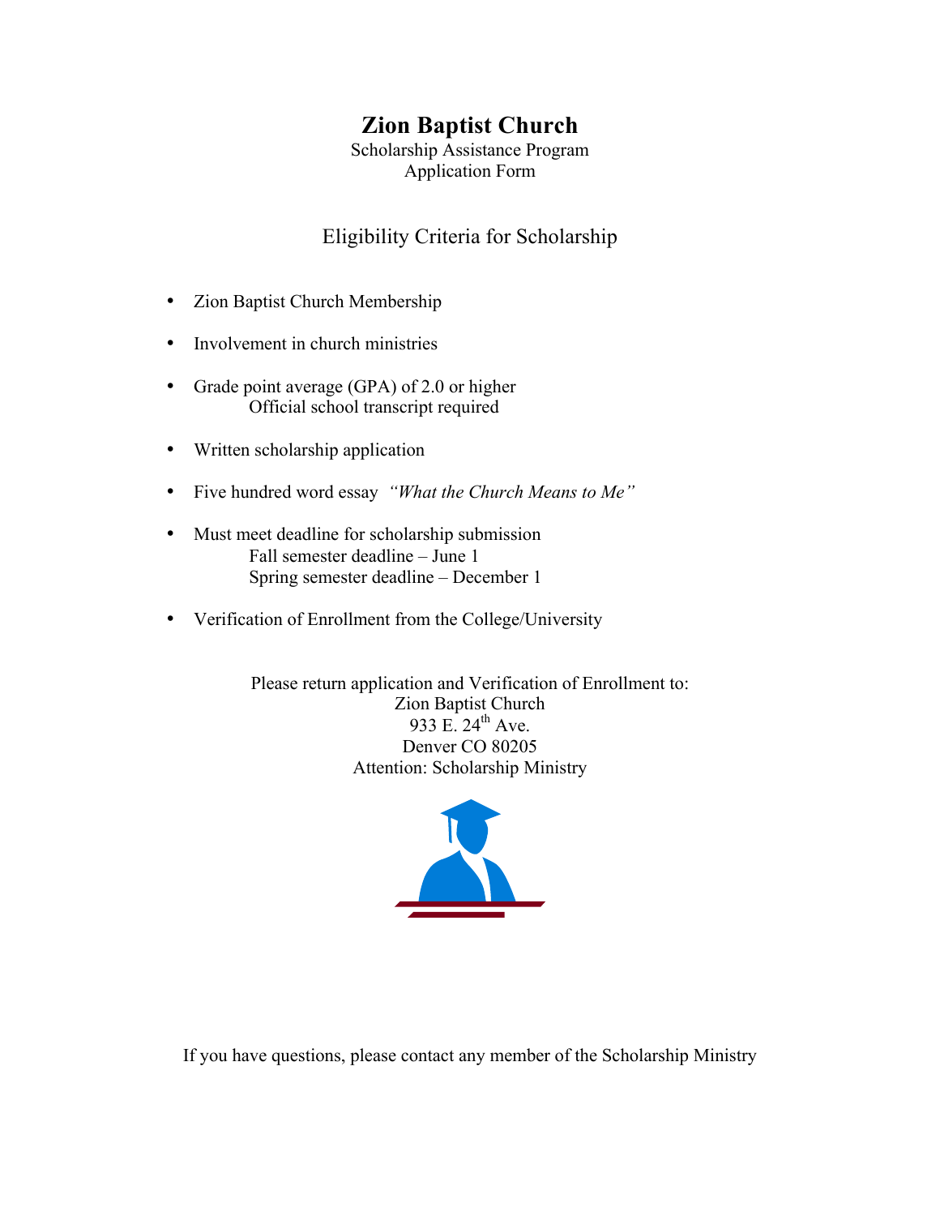# Zion Baptist Church

Scholarship Assistance Program
Application Form

## Eligibility Criteria for Scholarship

- Zion Baptist Church Membership
- Involvement in church ministries
- Grade point average (GPA) of 2.0 or higher
  Official school transcript required
- Written scholarship application
- Five hundred word essay *"What the Church Means to Me"*
- Must meet deadline for scholarship submission
  Fall semester deadline – June 1
  Spring semester deadline – December 1
- Verification of Enrollment from the College/University

Please return application and Verification of Enrollment to:
Zion Baptist Church
933 E. 24th Ave.
Denver CO 80205
Attention: Scholarship Ministry

If you have questions, please contact any member of the Scholarship Ministry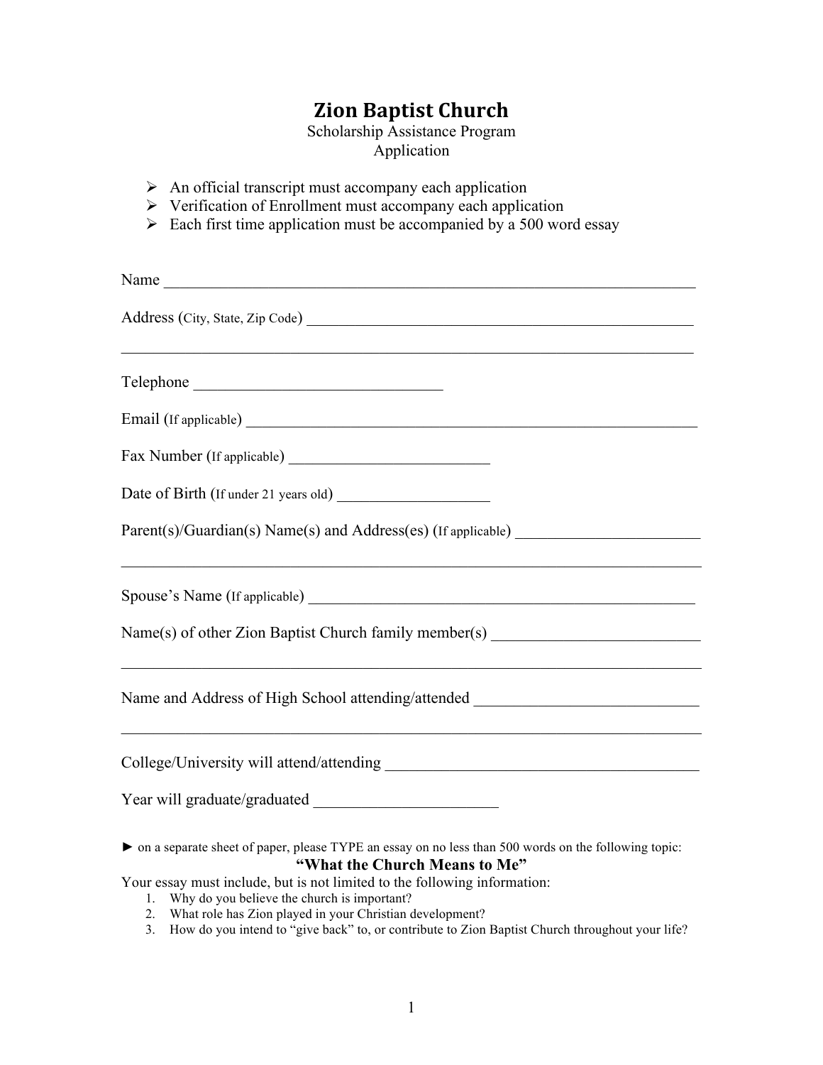# Zion Baptist Church

Scholarship Assistance Program
Application

- An official transcript must accompany each application
- Verification of Enrollment must accompany each application
- Each first time application must be accompanied by a 500 word essay

Name ______________________________________________________________________

Address (City, State, Zip Code) ______________________________________________

______________________________________________________________________________

Telephone ______________________________

Email (If applicable) ________________________________________________________

Fax Number (If applicable) ________________________

Date of Birth (If under 21 years old) ___________________

Parent(s)/Guardian(s) Name(s) and Address(es) (If applicable) ______________________

______________________________________________________________________________

Spouse's Name (If applicable) _______________________________________________

Name(s) of other Zion Baptist Church family member(s) _________________________

______________________________________________________________________________

Name and Address of High School attending/attended ___________________________

______________________________________________________________________________

College/University will attend/attending ______________________________________

Year will graduate/graduated ______________________

► on a separate sheet of paper, please TYPE an essay on no less than 500 words on the following topic:

**"What the Church Means to Me"**

Your essay must include, but is not limited to the following information:

1. Why do you believe the church is important?
2. What role has Zion played in your Christian development?
3. How do you intend to "give back" to, or contribute to Zion Baptist Church throughout your life?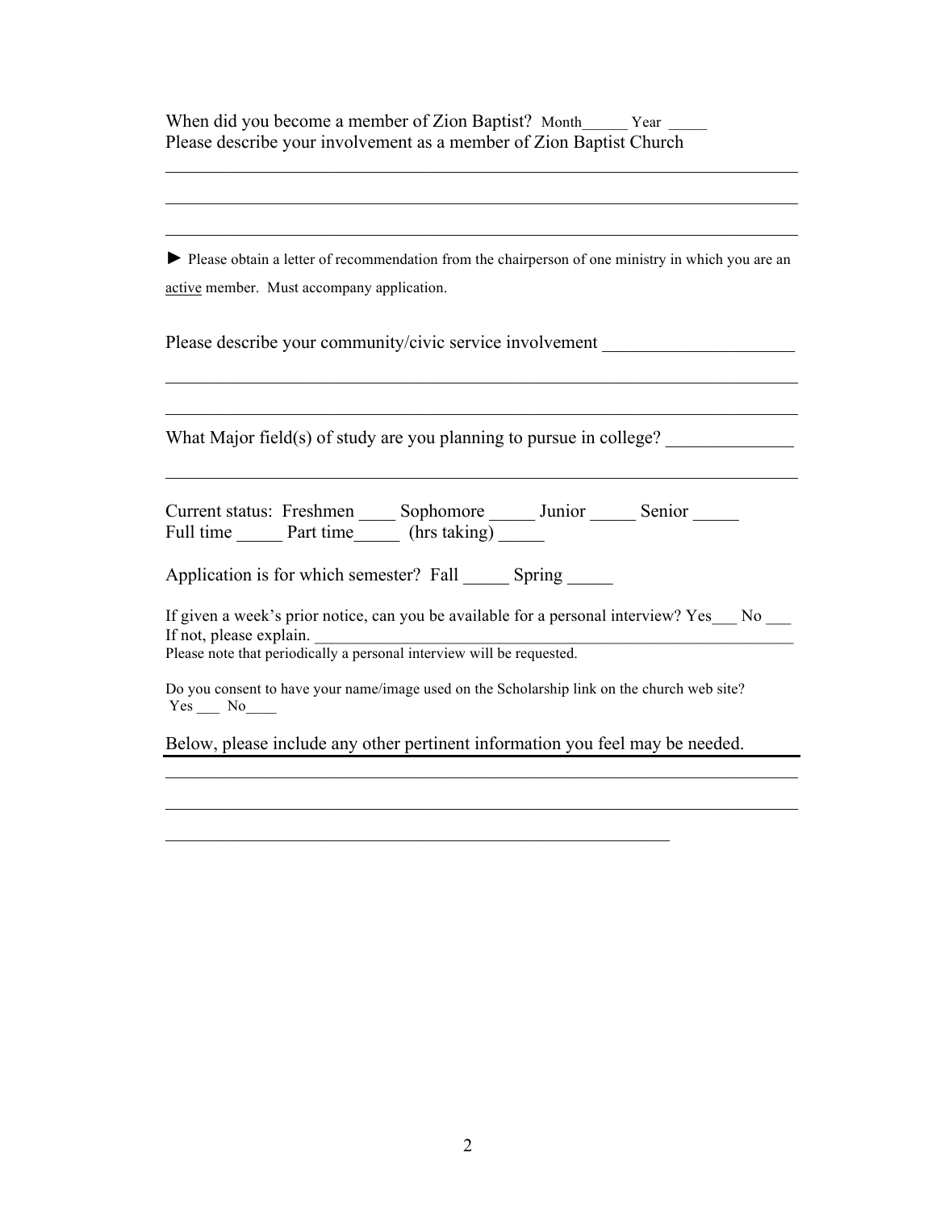When did you become a member of Zion Baptist? Month______ Year _____
Please describe your involvement as a member of Zion Baptist Church

_______________________________________________________________________

_______________________________________________________________________

_______________________________________________________________________

► Please obtain a letter of recommendation from the chairperson of one ministry in which you are an active member. Must accompany application.

Please describe your community/civic service involvement _____________________

_______________________________________________________________________

_______________________________________________________________________

What Major field(s) of study are you planning to pursue in college? ______________

_______________________________________________________________________

Current status: Freshmen ____ Sophomore _____ Junior _____ Senior _____
Full time _____ Part time_____ (hrs taking) _____

Application is for which semester? Fall _____ Spring _____

If given a week's prior notice, can you be available for a personal interview? Yes___ No ___
If not, please explain. _____________________________________________________________
Please note that periodically a personal interview will be requested.

Do you consent to have your name/image used on the Scholarship link on the church web site?
Yes ___ No____

Below, please include any other pertinent information you feel may be needed.

_______________________________________________________________________

_______________________________________________________________________

__________________________________________________________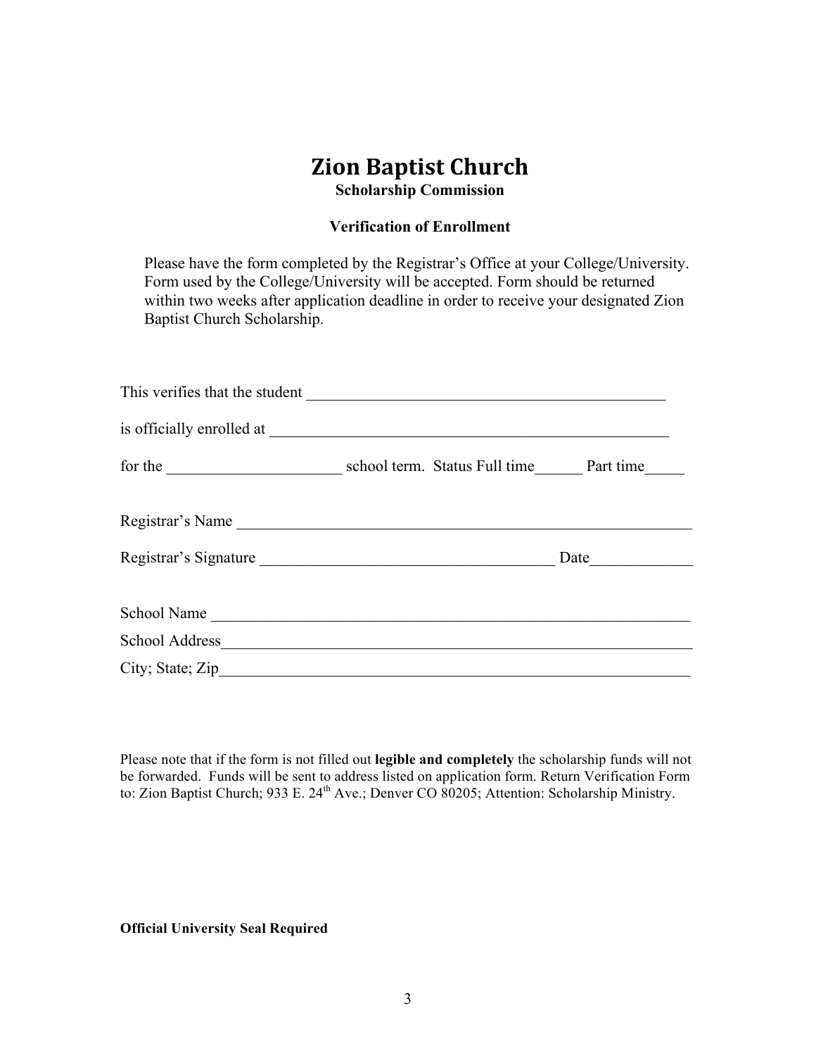# Zion Baptist Church

**Scholarship Commission**

**Verification of Enrollment**

Please have the form completed by the Registrar's Office at your College/University. Form used by the College/University will be accepted. Form should be returned within two weeks after application deadline in order to receive your designated Zion Baptist Church Scholarship.

This verifies that the student _______________________________________________

is officially enrolled at ____________________________________________________

for the _____________________ school term. Status Full time______ Part time_____

Registrar's Name ___________________________________________________________

Registrar's Signature _____________________________________ Date_____________

School Name _______________________________________________________________

School Address______________________________________________________________

City; State; Zip______________________________________________________________

Please note that if the form is not filled out **legible and completely** the scholarship funds will not be forwarded. Funds will be sent to address listed on application form. Return Verification Form to: Zion Baptist Church; 933 E. 24th Ave.; Denver CO 80205; Attention: Scholarship Ministry.

**Official University Seal Required**